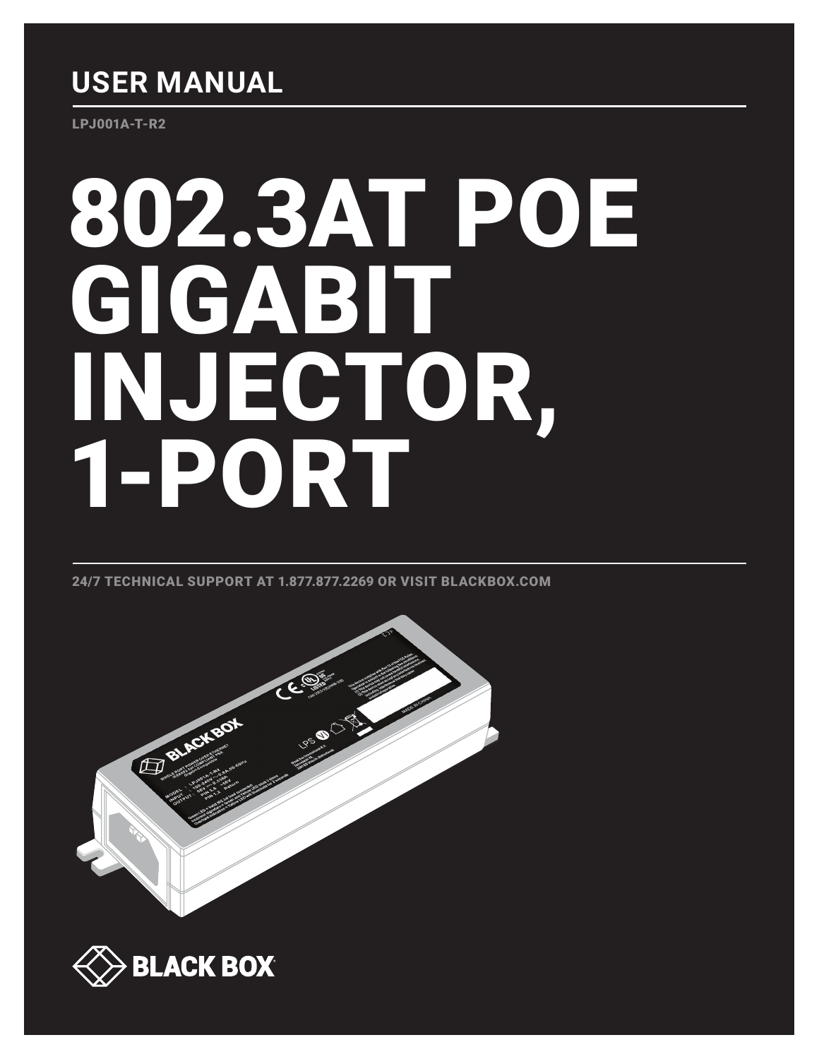## USER MANUAL

LPJ001A-T-R2

# 802.3AT POE GIGABIT INJECTOR, 1-PORT

24/7 TECHNICAL SUPPORT AT 1.877.877.2269 OR VISIT BLACKBOX.COM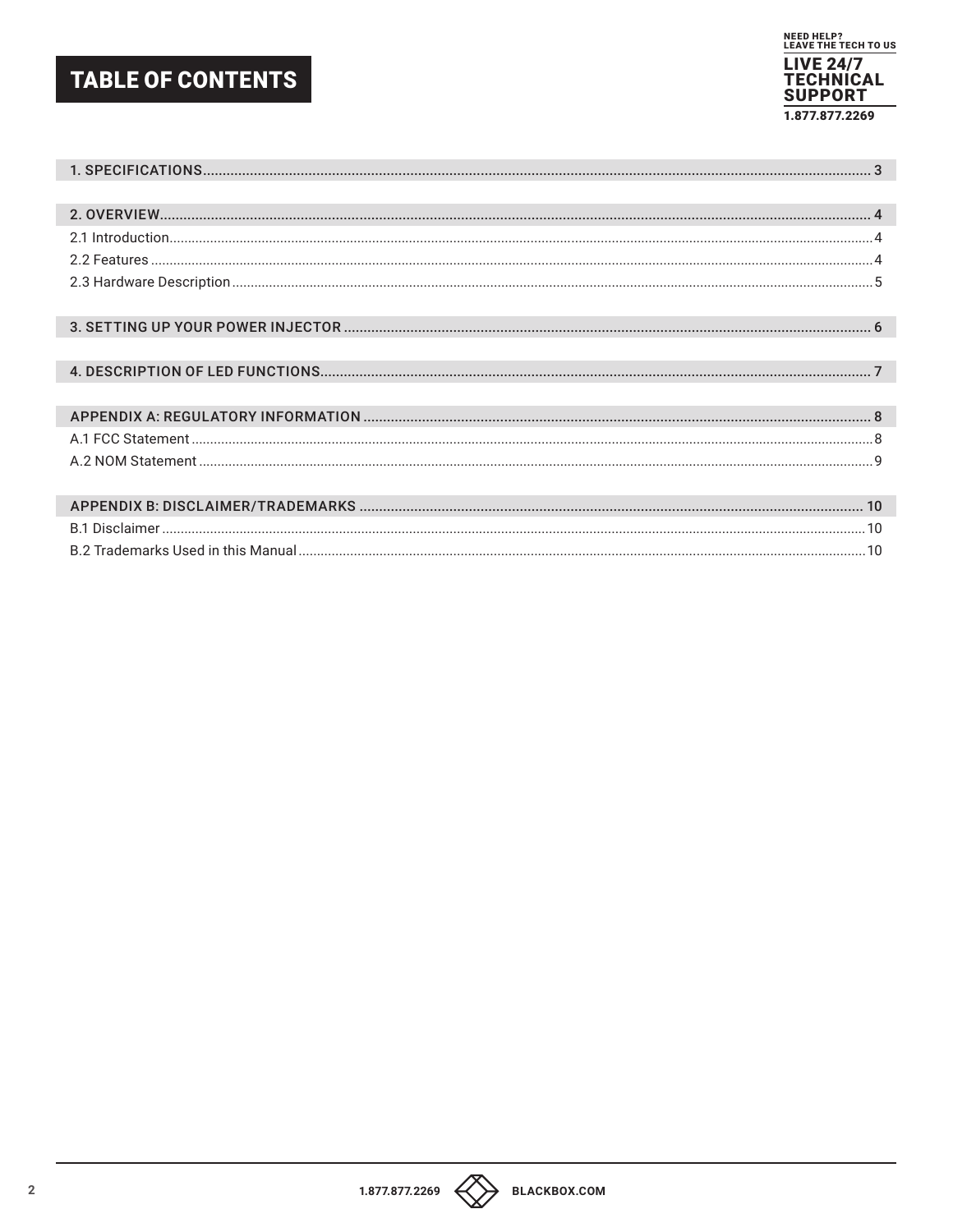# TABLE OF CONTENTS

NEED HELP?
LEAVE THE TECH TO US

LIVE 24/7
TECHNICAL
SUPPORT

1.877.877.2269

1. SPECIFICATIONS ..... 3

2. OVERVIEW ..... 4
- 2.1 Introduction ..... 4
- 2.2 Features ..... 4
- 2.3 Hardware Description ..... 5

3. SETTING UP YOUR POWER INJECTOR ..... 6

4. DESCRIPTION OF LED FUNCTIONS ..... 7

APPENDIX A: REGULATORY INFORMATION ..... 8
- A.1 FCC Statement ..... 8
- A.2 NOM Statement ..... 9

APPENDIX B: DISCLAIMER/TRADEMARKS ..... 10
- B.1 Disclaimer ..... 10
- B.2 Trademarks Used in this Manual ..... 10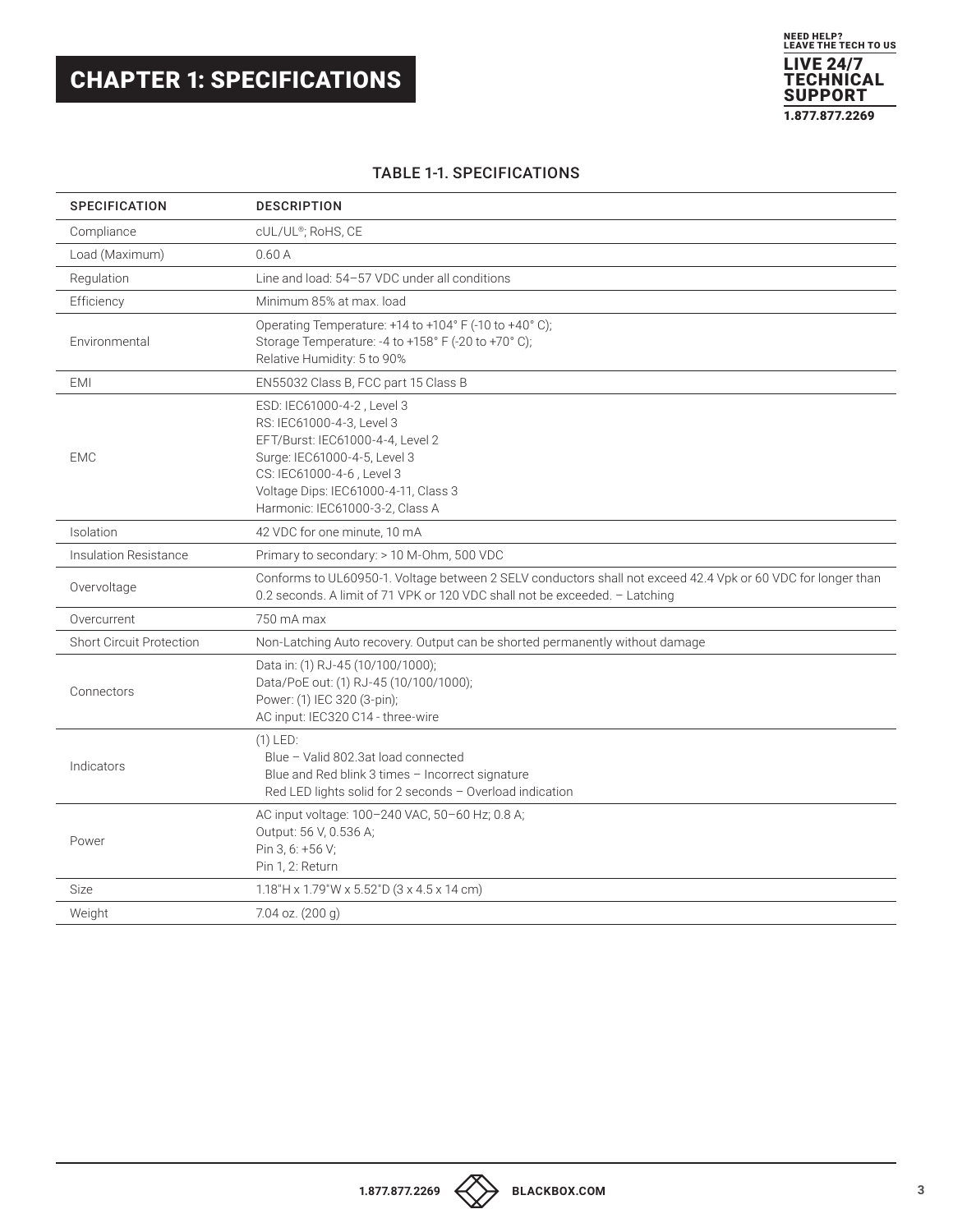# CHAPTER 1: SPECIFICATIONS

TABLE 1-1. SPECIFICATIONS

| SPECIFICATION | DESCRIPTION |
| --- | --- |
| Compliance | cUL/UL®; RoHS, CE |
| Load (Maximum) | 0.60 A |
| Regulation | Line and load: 54–57 VDC under all conditions |
| Efficiency | Minimum 85% at max. load |
| Environmental | Operating Temperature: +14 to +104° F (-10 to +40° C);<br>Storage Temperature: -4 to +158° F (-20 to +70° C);<br>Relative Humidity: 5 to 90% |
| EMI | EN55032 Class B, FCC part 15 Class B |
| EMC | ESD: IEC61000-4-2 , Level 3<br>RS: IEC61000-4-3, Level 3<br>EFT/Burst: IEC61000-4-4, Level 2<br>Surge: IEC61000-4-5, Level 3<br>CS: IEC61000-4-6 , Level 3<br>Voltage Dips: IEC61000-4-11, Class 3<br>Harmonic: IEC61000-3-2, Class A |
| Isolation | 42 VDC for one minute, 10 mA |
| Insulation Resistance | Primary to secondary: > 10 M-Ohm, 500 VDC |
| Overvoltage | Conforms to UL60950-1. Voltage between 2 SELV conductors shall not exceed 42.4 Vpk or 60 VDC for longer than 0.2 seconds. A limit of 71 VPK or 120 VDC shall not be exceeded. – Latching |
| Overcurrent | 750 mA max |
| Short Circuit Protection | Non-Latching Auto recovery. Output can be shorted permanently without damage |
| Connectors | Data in: (1) RJ-45 (10/100/1000);<br>Data/PoE out: (1) RJ-45 (10/100/1000);<br>Power: (1) IEC 320 (3-pin);<br>AC input: IEC320 C14 - three-wire |
| Indicators | (1) LED:<br>Blue – Valid 802.3at load connected<br>Blue and Red blink 3 times – Incorrect signature<br>Red LED lights solid for 2 seconds – Overload indication |
| Power | AC input voltage: 100–240 VAC, 50–60 Hz; 0.8 A;<br>Output: 56 V, 0.536 A;<br>Pin 3, 6: +56 V;<br>Pin 1, 2: Return |
| Size | 1.18"H x 1.79"W x 5.52"D (3 x 4.5 x 14 cm) |
| Weight | 7.04 oz. (200 g) |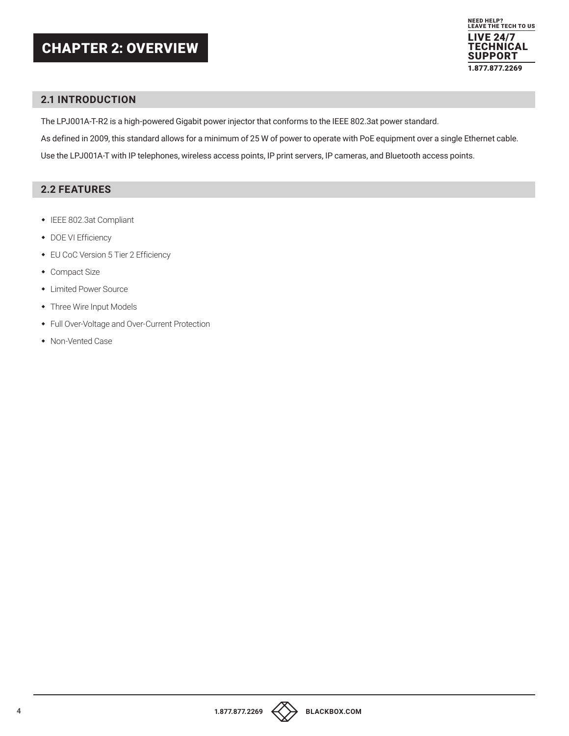# CHAPTER 2: OVERVIEW

## 2.1 INTRODUCTION

The LPJ001A-T-R2 is a high-powered Gigabit power injector that conforms to the IEEE 802.3at power standard.

As defined in 2009, this standard allows for a minimum of 25 W of power to operate with PoE equipment over a single Ethernet cable.

Use the LPJ001A-T with IP telephones, wireless access points, IP print servers, IP cameras, and Bluetooth access points.

## 2.2 FEATURES

- IEEE 802.3at Compliant
- DOE VI Efficiency
- EU CoC Version 5 Tier 2 Efficiency
- Compact Size
- Limited Power Source
- Three Wire Input Models
- Full Over-Voltage and Over-Current Protection
- Non-Vented Case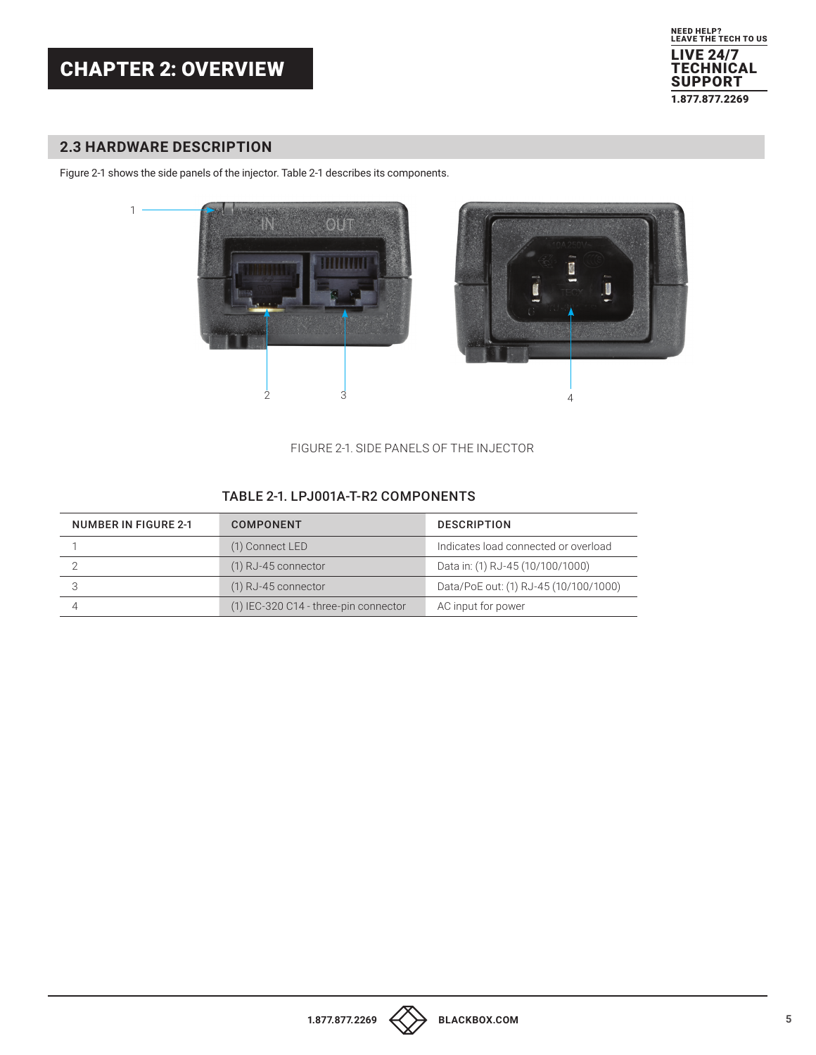# CHAPTER 2: OVERVIEW

## 2.3 HARDWARE DESCRIPTION

Figure 2-1 shows the side panels of the injector. Table 2-1 describes its components.

FIGURE 2-1. SIDE PANELS OF THE INJECTOR

TABLE 2-1. LPJ001A-T-R2 COMPONENTS

| NUMBER IN FIGURE 2-1 | COMPONENT | DESCRIPTION |
|---|---|---|
| 1 | (1) Connect LED | Indicates load connected or overload |
| 2 | (1) RJ-45 connector | Data in: (1) RJ-45 (10/100/1000) |
| 3 | (1) RJ-45 connector | Data/PoE out: (1) RJ-45 (10/100/1000) |
| 4 | (1) IEC-320 C14 - three-pin connector | AC input for power |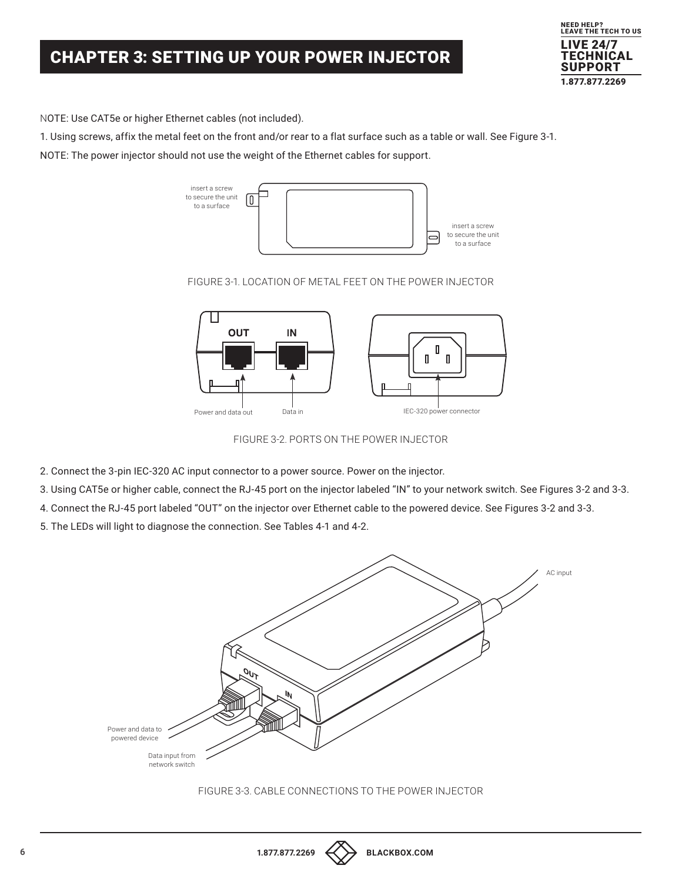# CHAPTER 3: SETTING UP YOUR POWER INJECTOR

NOTE: Use CAT5e or higher Ethernet cables (not included).

1. Using screws, affix the metal feet on the front and/or rear to a flat surface such as a table or wall. See Figure 3-1.

NOTE: The power injector should not use the weight of the Ethernet cables for support.

FIGURE 3-1. LOCATION OF METAL FEET ON THE POWER INJECTOR

FIGURE 3-2. PORTS ON THE POWER INJECTOR

2. Connect the 3-pin IEC-320 AC input connector to a power source. Power on the injector.
3. Using CAT5e or higher cable, connect the RJ-45 port on the injector labeled "IN" to your network switch. See Figures 3-2 and 3-3.
4. Connect the RJ-45 port labeled "OUT" on the injector over Ethernet cable to the powered device. See Figures 3-2 and 3-3.
5. The LEDs will light to diagnose the connection. See Tables 4-1 and 4-2.

FIGURE 3-3. CABLE CONNECTIONS TO THE POWER INJECTOR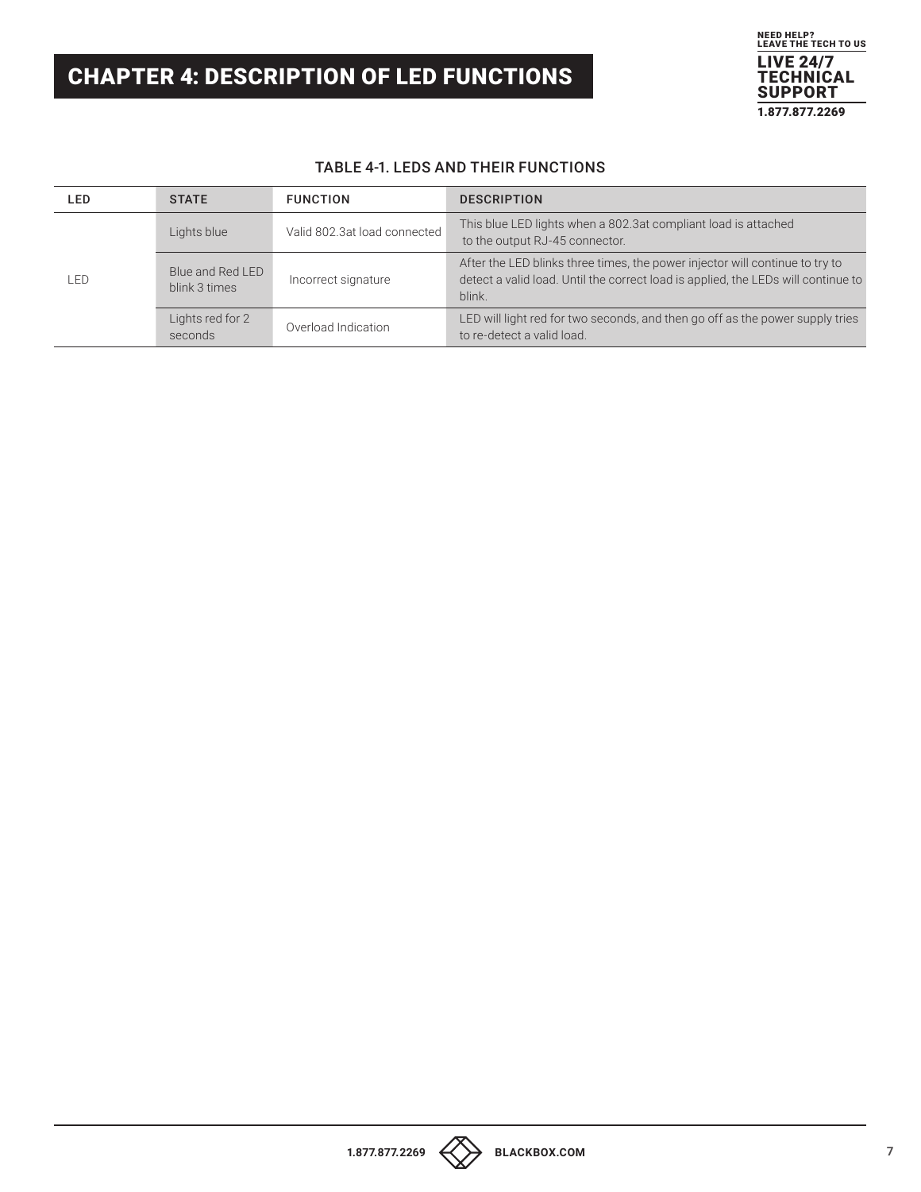# CHAPTER 4: DESCRIPTION OF LED FUNCTIONS

TABLE 4-1. LEDS AND THEIR FUNCTIONS

| LED | STATE | FUNCTION | DESCRIPTION |
| --- | --- | --- | --- |
| LED | Lights blue | Valid 802.3at load connected | This blue LED lights when a 802.3at compliant load is attached to the output RJ-45 connector. |
| | Blue and Red LED blink 3 times | Incorrect signature | After the LED blinks three times, the power injector will continue to try to detect a valid load. Until the correct load is applied, the LEDs will continue to blink. |
| | Lights red for 2 seconds | Overload Indication | LED will light red for two seconds, and then go off as the power supply tries to re-detect a valid load. |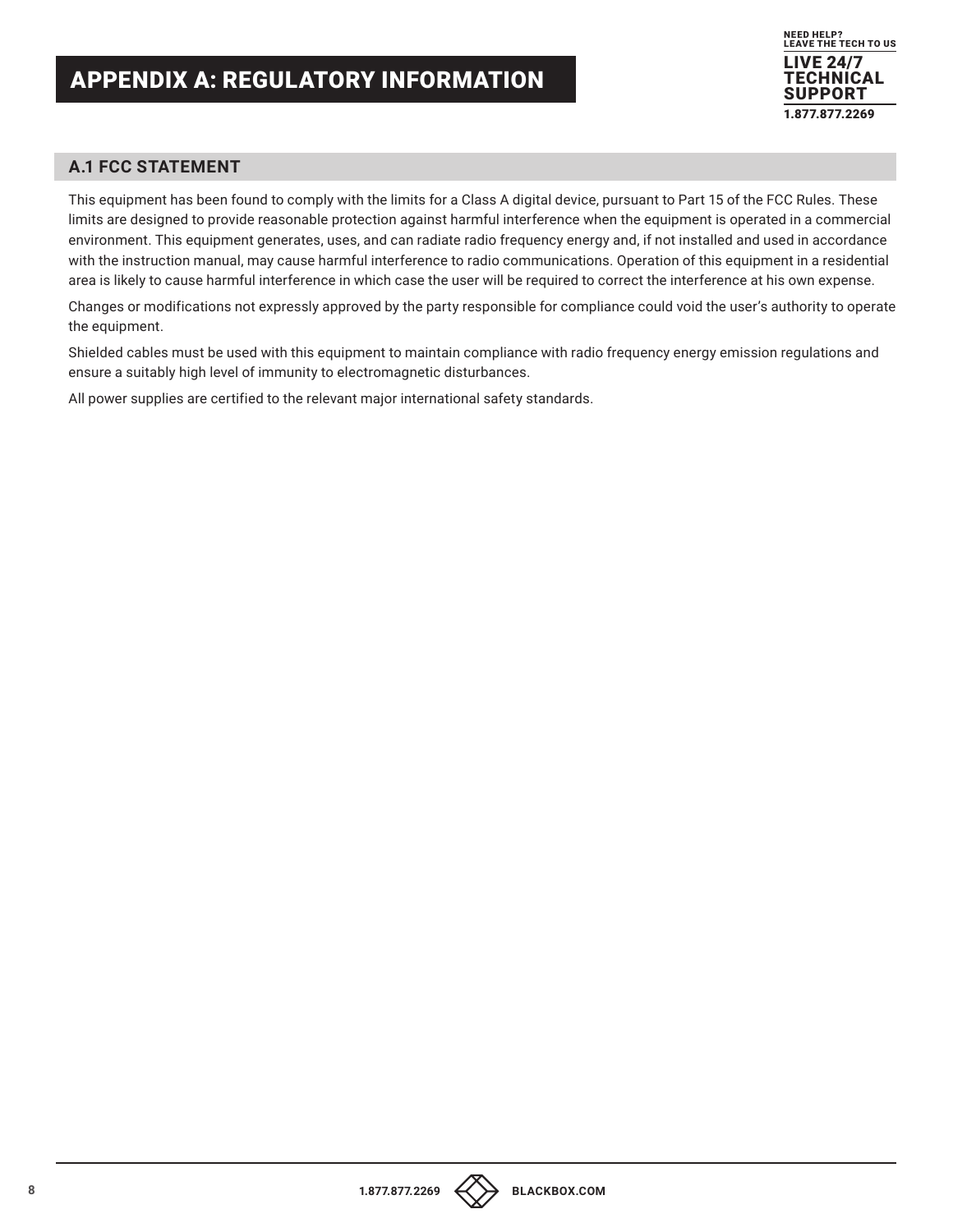# APPENDIX A: REGULATORY INFORMATION

## A.1 FCC STATEMENT

This equipment has been found to comply with the limits for a Class A digital device, pursuant to Part 15 of the FCC Rules. These limits are designed to provide reasonable protection against harmful interference when the equipment is operated in a commercial environment. This equipment generates, uses, and can radiate radio frequency energy and, if not installed and used in accordance with the instruction manual, may cause harmful interference to radio communications. Operation of this equipment in a residential area is likely to cause harmful interference in which case the user will be required to correct the interference at his own expense.

Changes or modifications not expressly approved by the party responsible for compliance could void the user's authority to operate the equipment.

Shielded cables must be used with this equipment to maintain compliance with radio frequency energy emission regulations and ensure a suitably high level of immunity to electromagnetic disturbances.

All power supplies are certified to the relevant major international safety standards.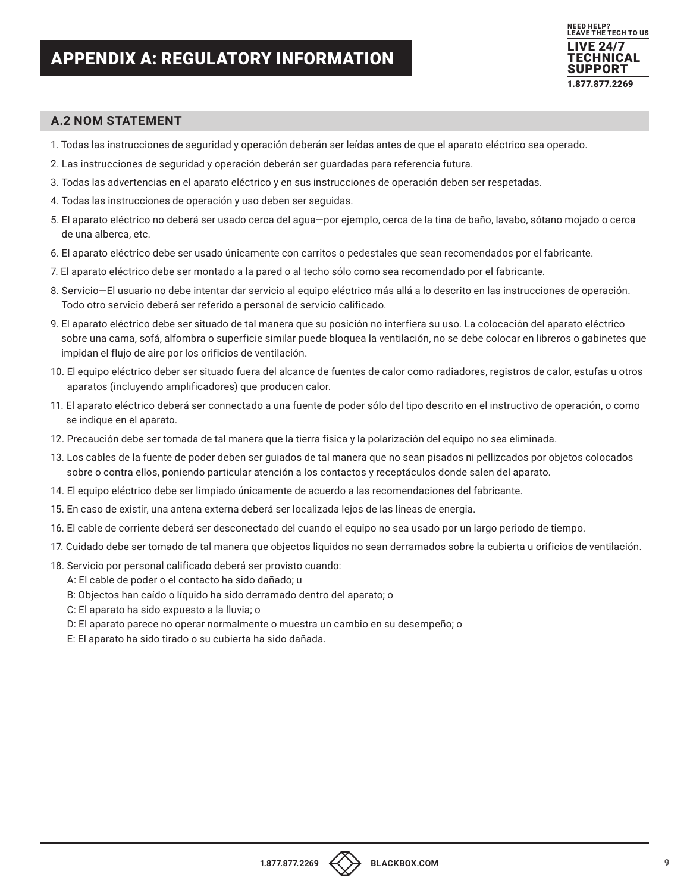# APPENDIX A: REGULATORY INFORMATION

## A.2 NOM STATEMENT

1. Todas las instrucciones de seguridad y operación deberán ser leídas antes de que el aparato eléctrico sea operado.
2. Las instrucciones de seguridad y operación deberán ser guardadas para referencia futura.
3. Todas las advertencias en el aparato eléctrico y en sus instrucciones de operación deben ser respetadas.
4. Todas las instrucciones de operación y uso deben ser seguidas.
5. El aparato eléctrico no deberá ser usado cerca del agua—por ejemplo, cerca de la tina de baño, lavabo, sótano mojado o cerca de una alberca, etc.
6. El aparato eléctrico debe ser usado únicamente con carritos o pedestales que sean recomendados por el fabricante.
7. El aparato eléctrico debe ser montado a la pared o al techo sólo como sea recomendado por el fabricante.
8. Servicio—El usuario no debe intentar dar servicio al equipo eléctrico más allá a lo descrito en las instrucciones de operación. Todo otro servicio deberá ser referido a personal de servicio calificado.
9. El aparato eléctrico debe ser situado de tal manera que su posición no interfiera su uso. La colocación del aparato eléctrico sobre una cama, sofá, alfombra o superficie similar puede bloquea la ventilación, no se debe colocar en libreros o gabinetes que impidan el flujo de aire por los orificios de ventilación.
10. El equipo eléctrico deber ser situado fuera del alcance de fuentes de calor como radiadores, registros de calor, estufas u otros aparatos (incluyendo amplificadores) que producen calor.
11. El aparato eléctrico deberá ser connectado a una fuente de poder sólo del tipo descrito en el instructivo de operación, o como se indique en el aparato.
12. Precaución debe ser tomada de tal manera que la tierra fisica y la polarización del equipo no sea eliminada.
13. Los cables de la fuente de poder deben ser guiados de tal manera que no sean pisados ni pellizcados por objetos colocados sobre o contra ellos, poniendo particular atención a los contactos y receptáculos donde salen del aparato.
14. El equipo eléctrico debe ser limpiado únicamente de acuerdo a las recomendaciones del fabricante.
15. En caso de existir, una antena externa deberá ser localizada lejos de las lineas de energia.
16. El cable de corriente deberá ser desconectado del cuando el equipo no sea usado por un largo periodo de tiempo.
17. Cuidado debe ser tomado de tal manera que objectos liquidos no sean derramados sobre la cubierta u orificios de ventilación.
18. Servicio por personal calificado deberá ser provisto cuando:
    - A: El cable de poder o el contacto ha sido dañado; u
    - B: Objectos han caído o líquido ha sido derramado dentro del aparato; o
    - C: El aparato ha sido expuesto a la lluvia; o
    - D: El aparato parece no operar normalmente o muestra un cambio en su desempeño; o
    - E: El aparato ha sido tirado o su cubierta ha sido dañada.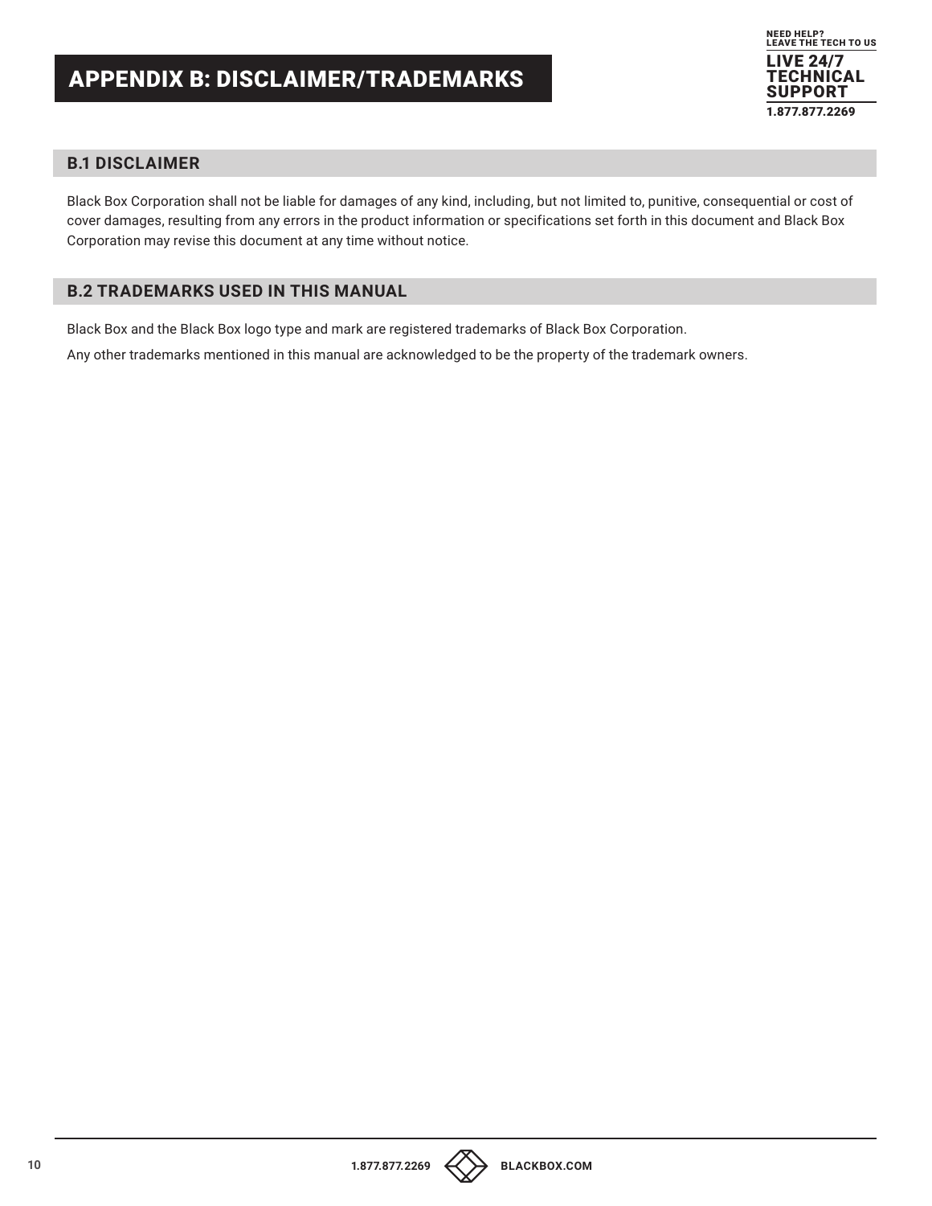# APPENDIX B: DISCLAIMER/TRADEMARKS

## B.1 DISCLAIMER

Black Box Corporation shall not be liable for damages of any kind, including, but not limited to, punitive, consequential or cost of cover damages, resulting from any errors in the product information or specifications set forth in this document and Black Box Corporation may revise this document at any time without notice.

## B.2 TRADEMARKS USED IN THIS MANUAL

Black Box and the Black Box logo type and mark are registered trademarks of Black Box Corporation.

Any other trademarks mentioned in this manual are acknowledged to be the property of the trademark owners.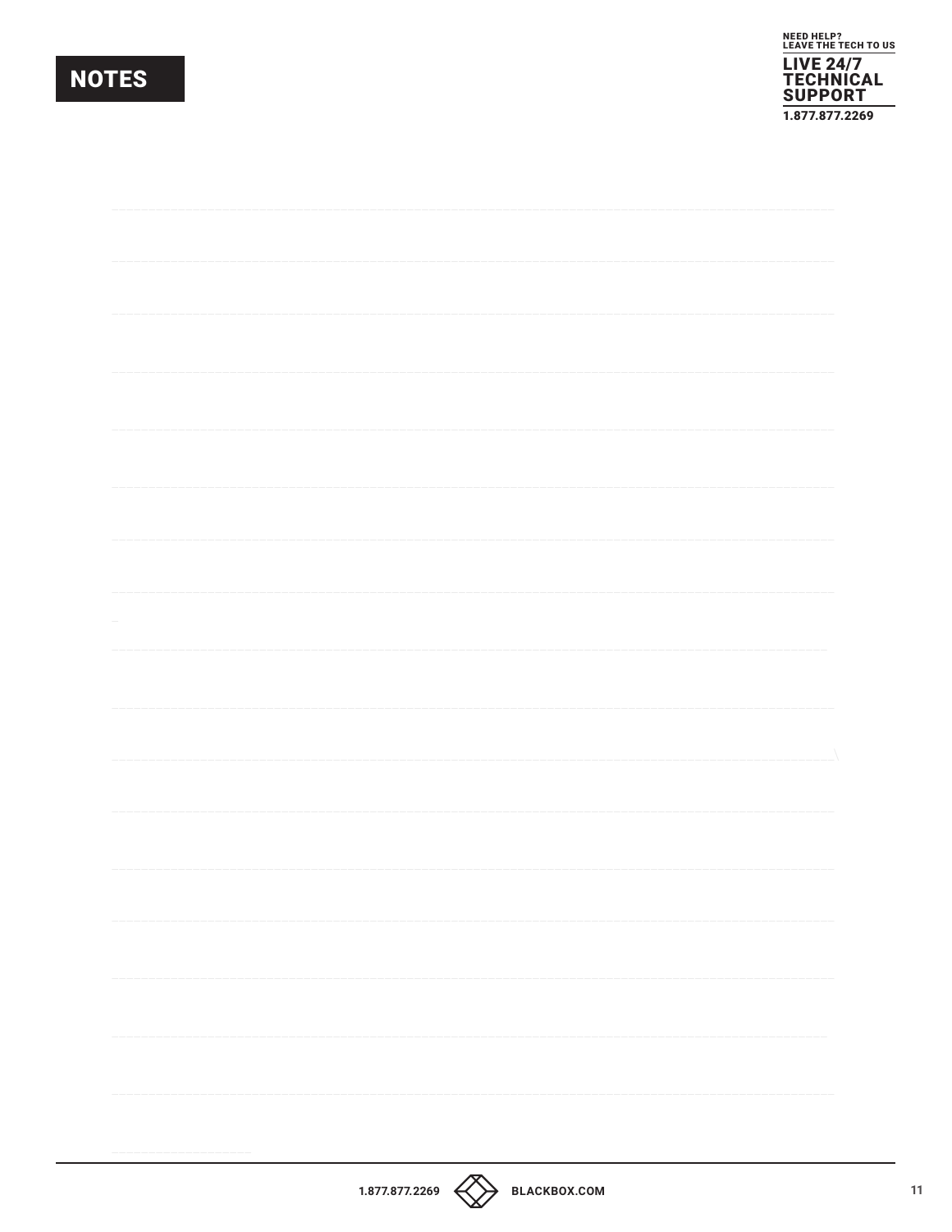# NOTES

NEED HELP?
LEAVE THE TECH TO US

LIVE 24/7
TECHNICAL
SUPPORT

1.877.877.2269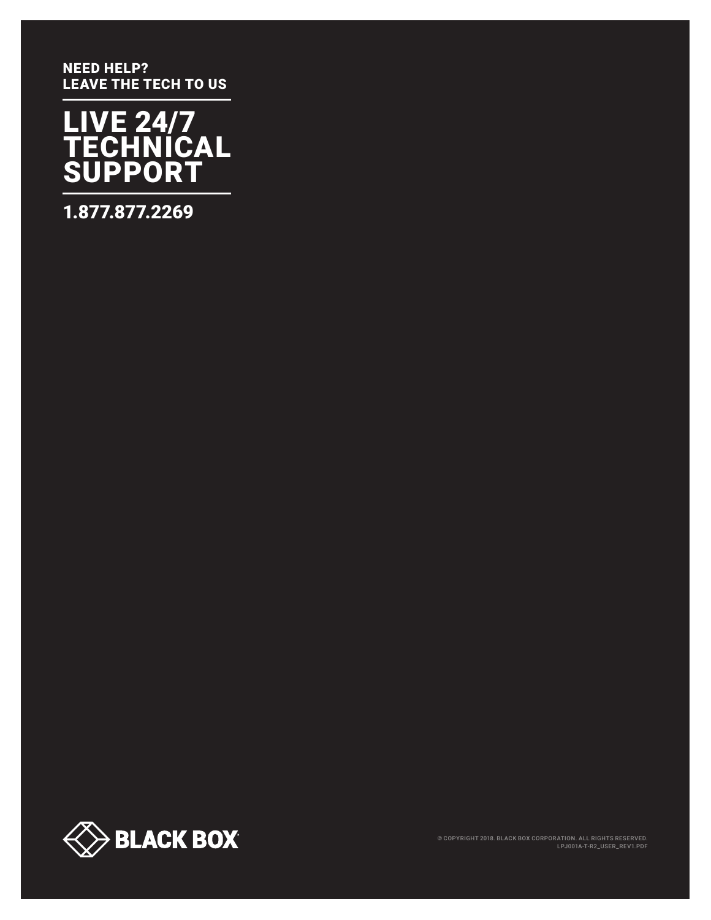NEED HELP?
LEAVE THE TECH TO US

# LIVE 24/7 TECHNICAL SUPPORT

1.877.877.2269

BLACK BOX

© COPYRIGHT 2018. BLACK BOX CORPORATION. ALL RIGHTS RESERVED.
LPJ001A-T-R2_USER_REV1.PDF